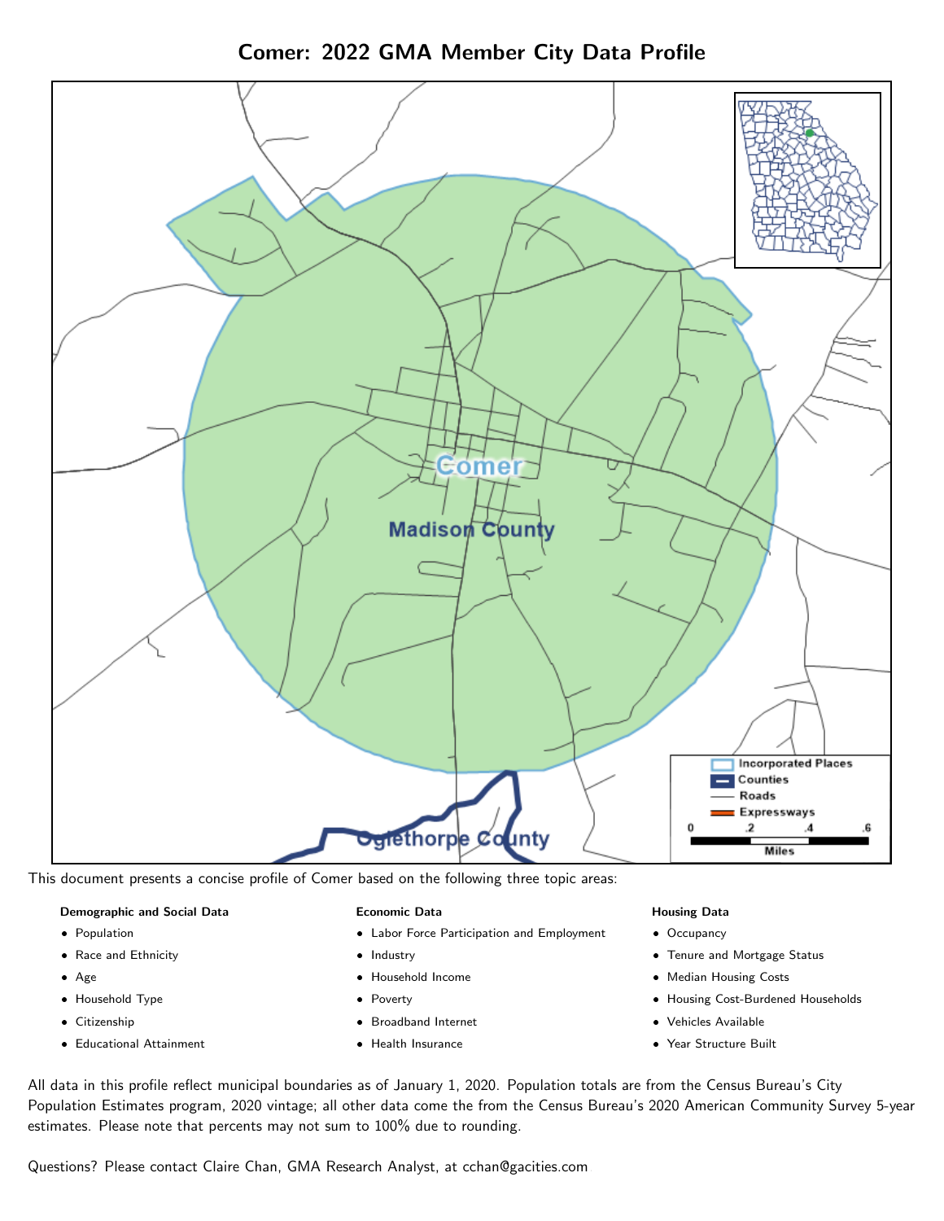# Comer: 2022 GMA Member City Data Profile

This document presents a concise profile of Comer based on the following three topic areas:

**Demographic and Social Data**

- Population
- Race and Ethnicity
- Age
- Household Type
- Citizenship
- Educational Attainment

**Economic Data**

- Labor Force Participation and Employment
- Industry
- Household Income
- Poverty
- Broadband Internet
- Health Insurance

**Housing Data**

- Occupancy
- Tenure and Mortgage Status
- Median Housing Costs
- Housing Cost-Burdened Households
- Vehicles Available
- Year Structure Built

All data in this profile reflect municipal boundaries as of January 1, 2020. Population totals are from the Census Bureau's City Population Estimates program, 2020 vintage; all other data come the from the Census Bureau's 2020 American Community Survey 5-year estimates. Please note that percents may not sum to 100% due to rounding.

Questions? Please contact Claire Chan, GMA Research Analyst, at cchan@gacities.com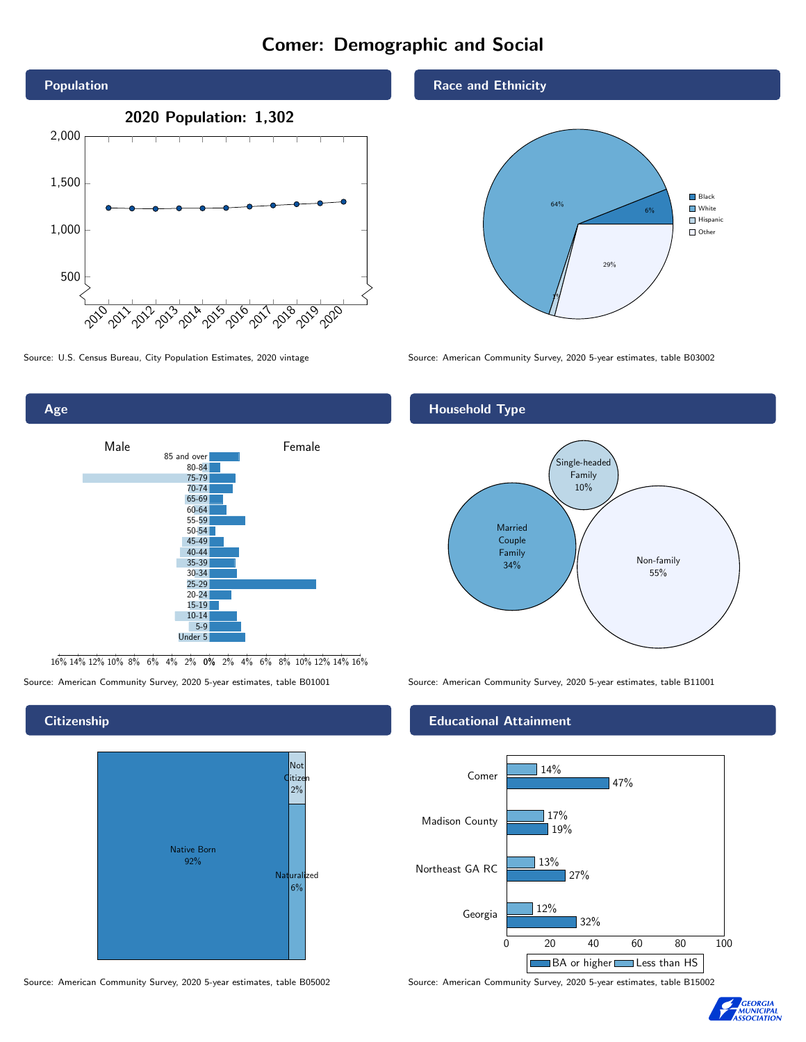# Comer: Demographic and Social

## Population

**2020 Population: 1,302**

Source: U.S. Census Bureau, City Population Estimates, 2020 vintage

## Race and Ethnicity

| Group | Percent |
|---|---|
| Black | 6% |
| White | 64% |
| Hispanic | 1% |
| Other | 29% |

Source: American Community Survey, 2020 5-year estimates, table B03002

## Age

Male / Female

Age groups: 85 and over, 80-84, 75-79, 70-74, 65-69, 60-64, 55-59, 50-54, 45-49, 40-44, 35-39, 30-34, 25-29, 20-24, 15-19, 10-14, 5-9, Under 5

Source: American Community Survey, 2020 5-year estimates, table B01001

## Household Type

| Type | Percent |
|---|---|
| Single-headed Family | 10% |
| Married Couple Family | 34% |
| Non-family | 55% |

Source: American Community Survey, 2020 5-year estimates, table B11001

## Citizenship

| Status | Percent |
|---|---|
| Native Born | 92% |
| Not Citizen | 2% |
| Naturalized | 6% |

Source: American Community Survey, 2020 5-year estimates, table B05002

## Educational Attainment

| Area | Less than HS | BA or higher |
|---|---|---|
| Comer | 14% | 47% |
| Madison County | 17% | 19% |
| Northeast GA RC | 13% | 27% |
| Georgia | 12% | 32% |

Source: American Community Survey, 2020 5-year estimates, table B15002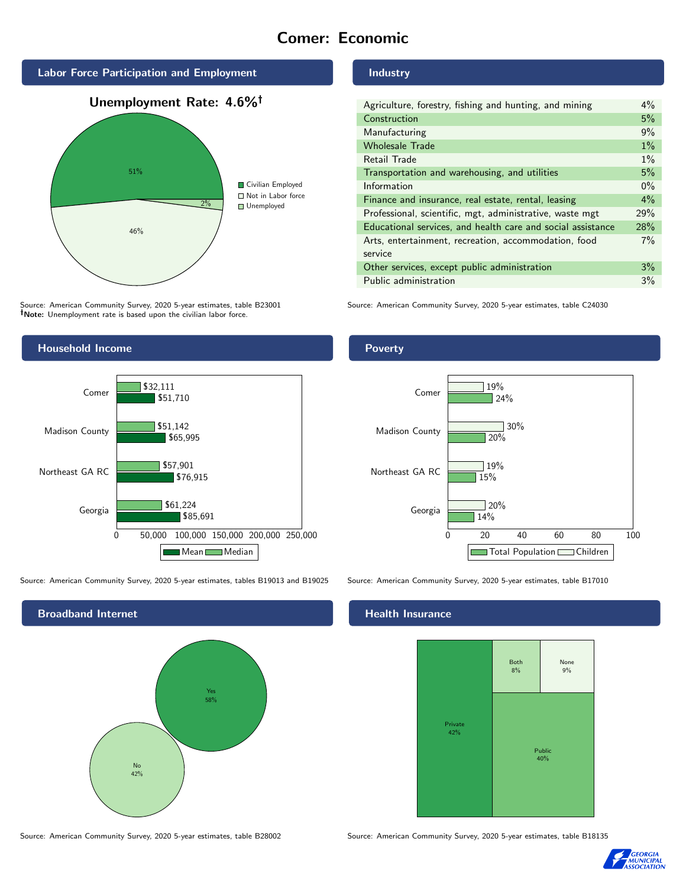# Comer: Economic

## Labor Force Participation and Employment

**Unemployment Rate: 4.6%†**

| Category | Percent |
| --- | --- |
| Civilian Employed | 51% |
| Not in Labor force | 46% |
| Unemployed | 2% |

Source: American Community Survey, 2020 5-year estimates, table B23001
**†Note:** Unemployment rate is based upon the civilian labor force.

## Industry

| Industry | Percent |
| --- | --- |
| Agriculture, forestry, fishing and hunting, and mining | 4% |
| Construction | 5% |
| Manufacturing | 9% |
| Wholesale Trade | 1% |
| Retail Trade | 1% |
| Transportation and warehousing, and utilities | 5% |
| Information | 0% |
| Finance and insurance, real estate, rental, leasing | 4% |
| Professional, scientific, mgt, administrative, waste mgt | 29% |
| Educational services, and health care and social assistance | 28% |
| Arts, entertainment, recreation, accommodation, food service | 7% |
| Other services, except public administration | 3% |
| Public administration | 3% |

Source: American Community Survey, 2020 5-year estimates, table C24030

## Household Income

| | Median | Mean |
| --- | --- | --- |
| Comer | $32,111 | $51,710 |
| Madison County | $51,142 | $65,995 |
| Northeast GA RC | $57,901 | $76,915 |
| Georgia | $61,224 | $85,691 |

Source: American Community Survey, 2020 5-year estimates, tables B19013 and B19025

## Poverty

| | Children | Total Population |
| --- | --- | --- |
| Comer | 19% | 24% |
| Madison County | 30% | 20% |
| Northeast GA RC | 19% | 15% |
| Georgia | 20% | 14% |

Source: American Community Survey, 2020 5-year estimates, table B17010

## Broadband Internet

| | Percent |
| --- | --- |
| Yes | 58% |
| No | 42% |

Source: American Community Survey, 2020 5-year estimates, table B28002

## Health Insurance

| | Percent |
| --- | --- |
| Private | 42% |
| Public | 40% |
| Both | 8% |
| None | 9% |

Source: American Community Survey, 2020 5-year estimates, table B18135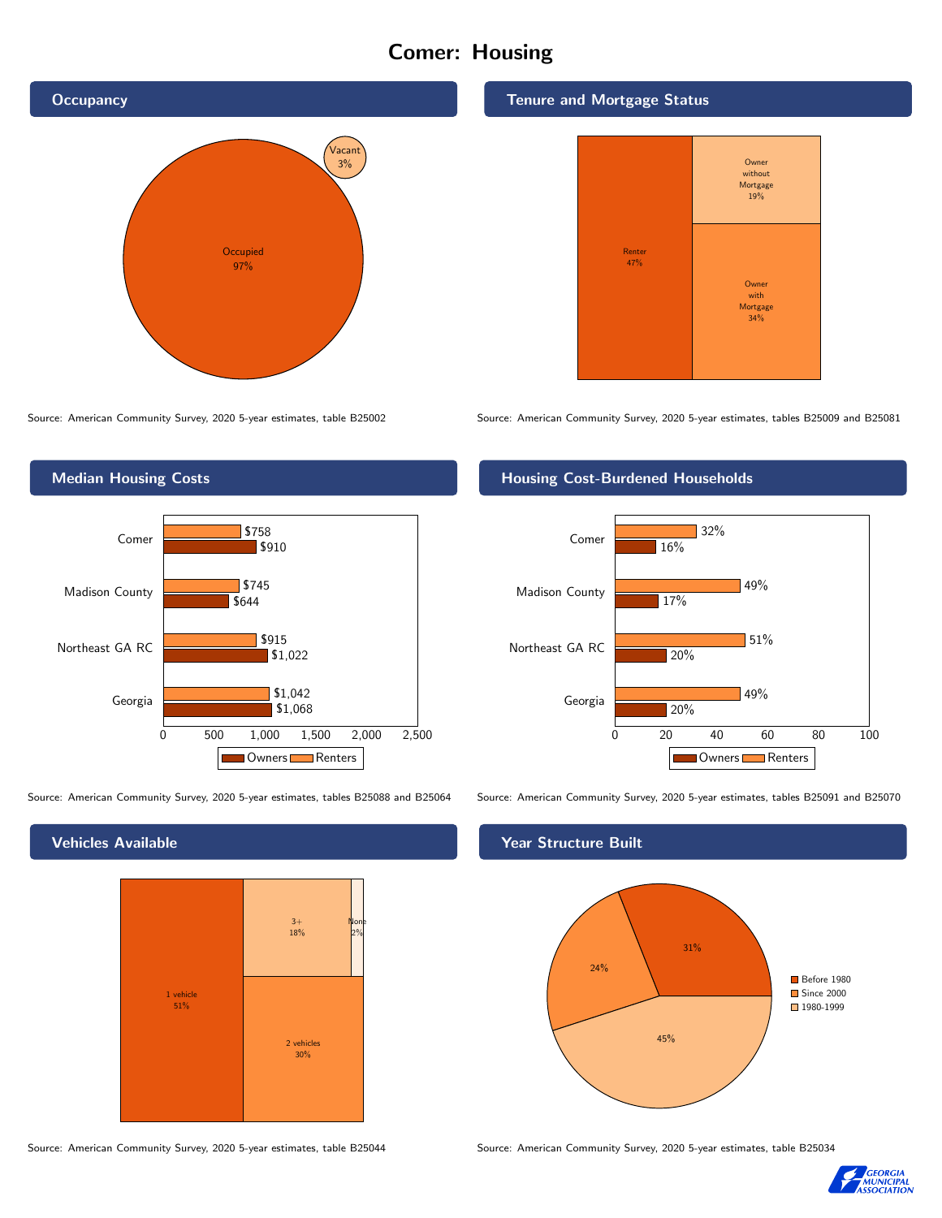# Comer: Housing

## Occupancy

Occupied
97%

Vacant
3%

Source: American Community Survey, 2020 5-year estimates, table B25002

## Tenure and Mortgage Status

Renter
47%

Owner without Mortgage
19%

Owner with Mortgage
34%

Source: American Community Survey, 2020 5-year estimates, tables B25009 and B25081

## Median Housing Costs

Comer
$758
$910

Madison County
$745
$644

Northeast GA RC
$915
$1,022

Georgia
$1,042
$1,068

0 500 1,000 1,500 2,000 2,500

Owners Renters

Source: American Community Survey, 2020 5-year estimates, tables B25088 and B25064

## Housing Cost-Burdened Households

Comer
32%
16%

Madison County
49%
17%

Northeast GA RC
51%
20%

Georgia
49%
20%

0 20 40 60 80 100

Owners Renters

Source: American Community Survey, 2020 5-year estimates, tables B25091 and B25070

## Vehicles Available

1 vehicle
51%

2 vehicles
30%

3+
18%

None
2%

Source: American Community Survey, 2020 5-year estimates, table B25044

## Year Structure Built

31%

24%

45%

Before 1980
Since 2000
1980-1999

Source: American Community Survey, 2020 5-year estimates, table B25034

GEORGIA MUNICIPAL ASSOCIATION